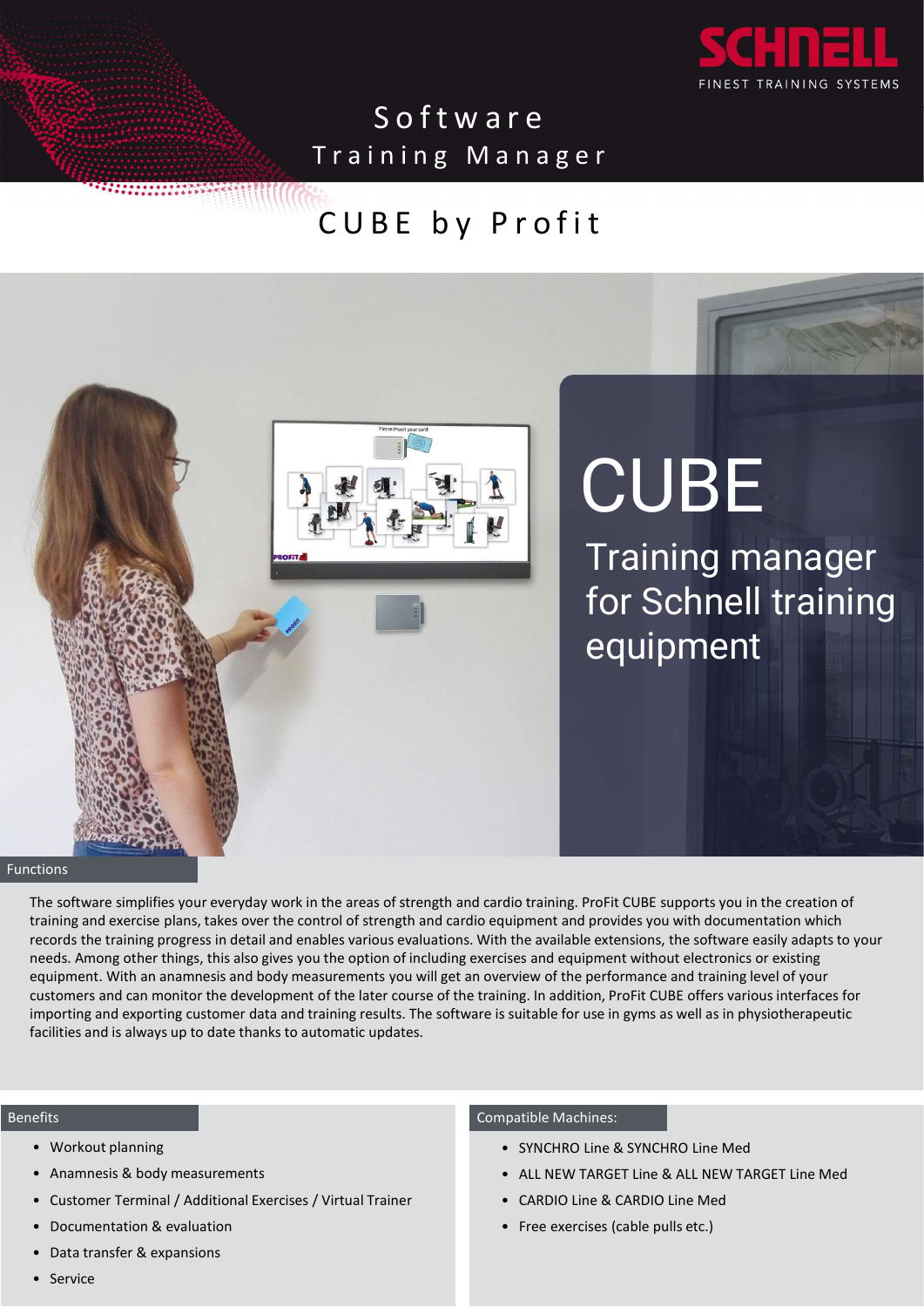SCHNELL
FINEST TRAINING SYSTEMS

# Software Training Manager

## CUBE by Profit

# CUBE

Training manager for Schnell training equipment

## Functions

The software simplifies your everyday work in the areas of strength and cardio training. ProFit CUBE supports you in the creation of training and exercise plans, takes over the control of strength and cardio equipment and provides you with documentation which records the training progress in detail and enables various evaluations. With the available extensions, the software easily adapts to your needs. Among other things, this also gives you the option of including exercises and equipment without electronics or existing equipment. With an anamnesis and body measurements you will get an overview of the performance and training level of your customers and can monitor the development of the later course of the training. In addition, ProFit CUBE offers various interfaces for importing and exporting customer data and training results. The software is suitable for use in gyms as well as in physiotherapeutic facilities and is always up to date thanks to automatic updates.

## Benefits

- Workout planning
- Anamnesis & body measurements
- Customer Terminal / Additional Exercises / Virtual Trainer
- Documentation & evaluation
- Data transfer & expansions
- Service

## Compatible Machines:

- SYNCHRO Line & SYNCHRO Line Med
- ALL NEW TARGET Line & ALL NEW TARGET Line Med
- CARDIO Line & CARDIO Line Med
- Free exercises (cable pulls etc.)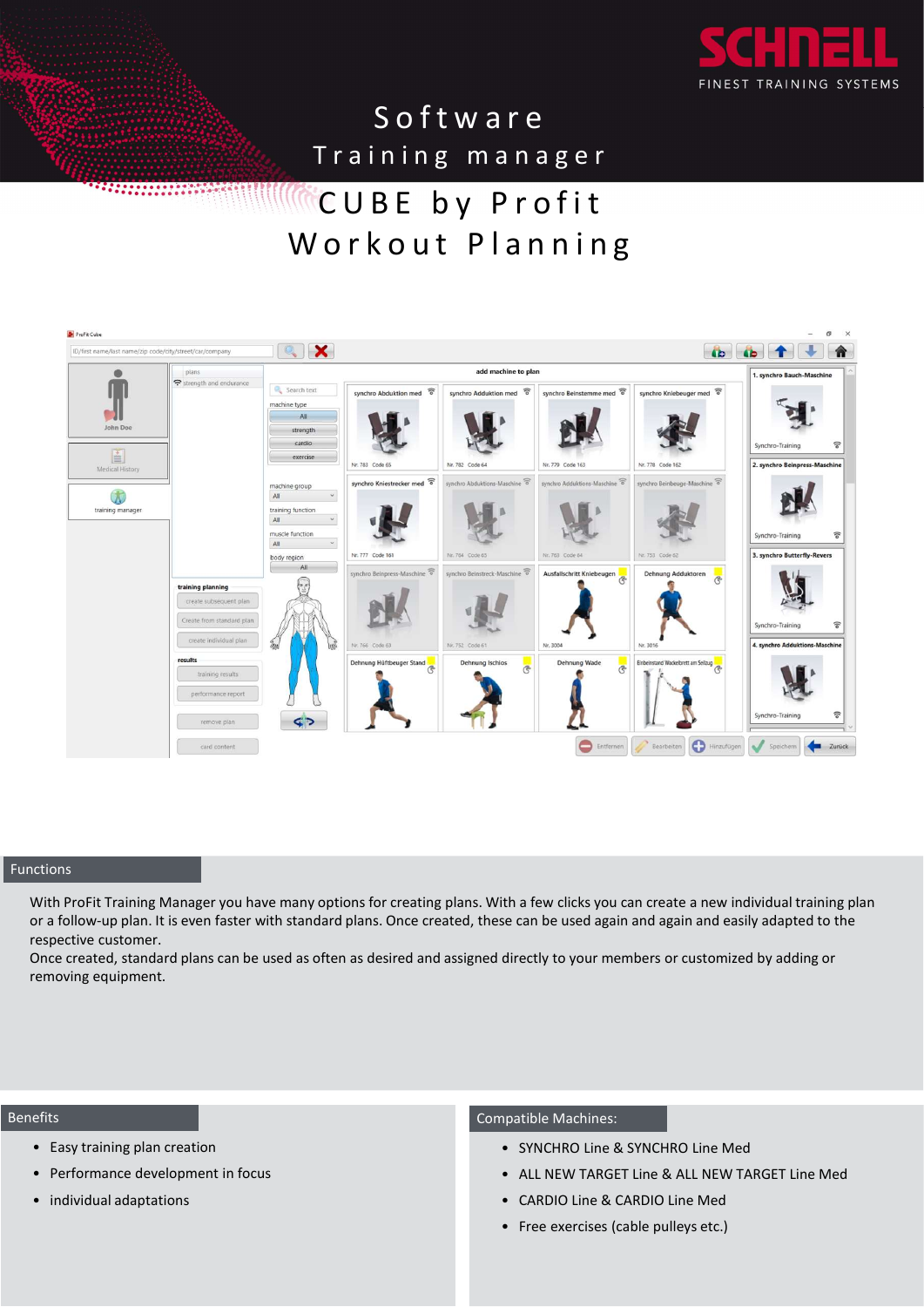# Software

## Training manager

## CUBE by Profit

## Workout Planning

## Functions

With ProFit Training Manager you have many options for creating plans. With a few clicks you can create a new individual training plan or a follow-up plan. It is even faster with standard plans. Once created, these can be used again and again and easily adapted to the respective customer.
Once created, standard plans can be used as often as desired and assigned directly to your members or customized by adding or removing equipment.

## Benefits

- Easy training plan creation
- Performance development in focus
- individual adaptations

## Compatible Machines:

- SYNCHRO Line & SYNCHRO Line Med
- ALL NEW TARGET Line & ALL NEW TARGET Line Med
- CARDIO Line & CARDIO Line Med
- Free exercises (cable pulleys etc.)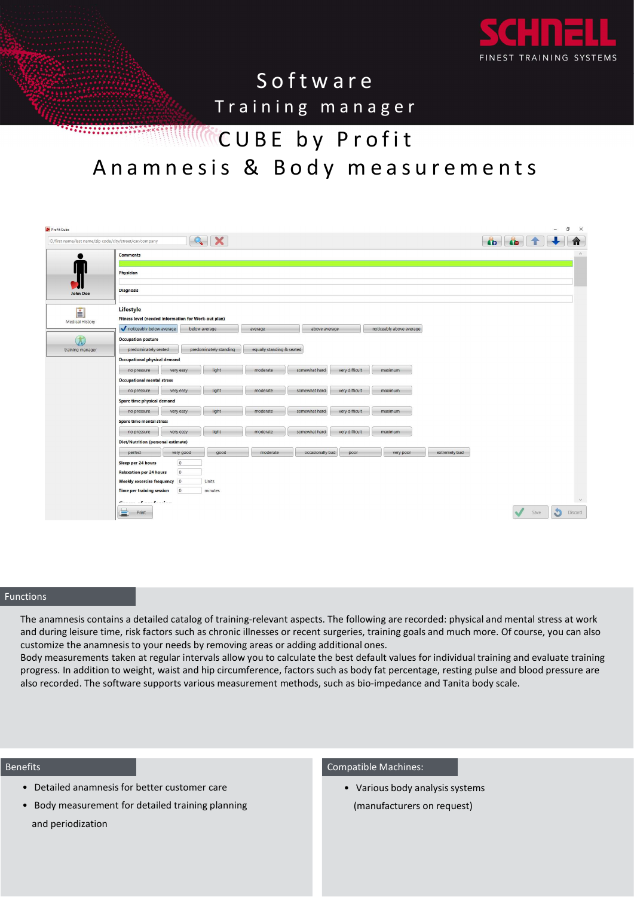SCHNELL
FINEST TRAINING SYSTEMS

# Software
## Training manager
# CUBE by Profit
# Anamnesis & Body measurements

## Functions

The anamnesis contains a detailed catalog of training-relevant aspects. The following are recorded: physical and mental stress at work and during leisure time, risk factors such as chronic illnesses or recent surgeries, training goals and much more. Of course, you can also customize the anamnesis to your needs by removing areas or adding additional ones.
Body measurements taken at regular intervals allow you to calculate the best default values for individual training and evaluate training progress. In addition to weight, waist and hip circumference, factors such as body fat percentage, resting pulse and blood pressure are also recorded. The software supports various measurement methods, such as bio-impedance and Tanita body scale.

## Benefits

- Detailed anamnesis for better customer care
- Body measurement for detailed training planning and periodization

## Compatible Machines:

- Various body analysis systems (manufacturers on request)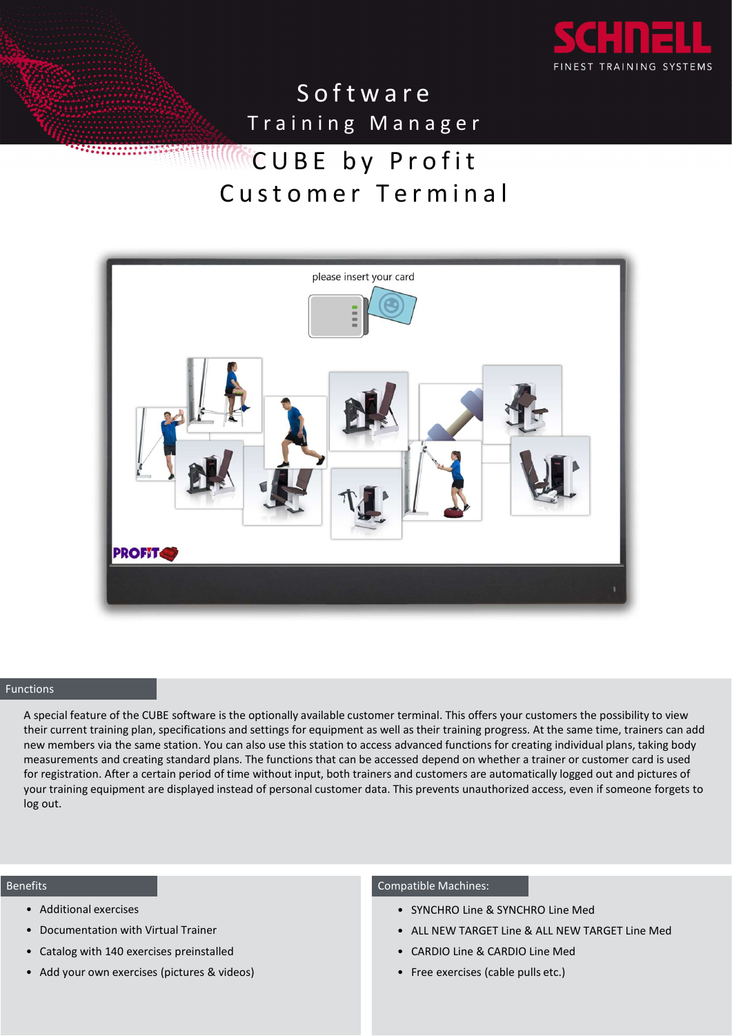SCHNELL
FINEST TRAINING SYSTEMS

# Software
## Training Manager
## CUBE by Profit
## Customer Terminal

### Functions

A special feature of the CUBE software is the optionally available customer terminal. This offers your customers the possibility to view their current training plan, specifications and settings for equipment as well as their training progress. At the same time, trainers can add new members via the same station. You can also use this station to access advanced functions for creating individual plans, taking body measurements and creating standard plans. The functions that can be accessed depend on whether a trainer or customer card is used for registration. After a certain period of time without input, both trainers and customers are automatically logged out and pictures of your training equipment are displayed instead of personal customer data. This prevents unauthorized access, even if someone forgets to log out.

### Benefits

- Additional exercises
- Documentation with Virtual Trainer
- Catalog with 140 exercises preinstalled
- Add your own exercises (pictures & videos)

### Compatible Machines:

- SYNCHRO Line & SYNCHRO Line Med
- ALL NEW TARGET Line & ALL NEW TARGET Line Med
- CARDIO Line & CARDIO Line Med
- Free exercises (cable pulls etc.)